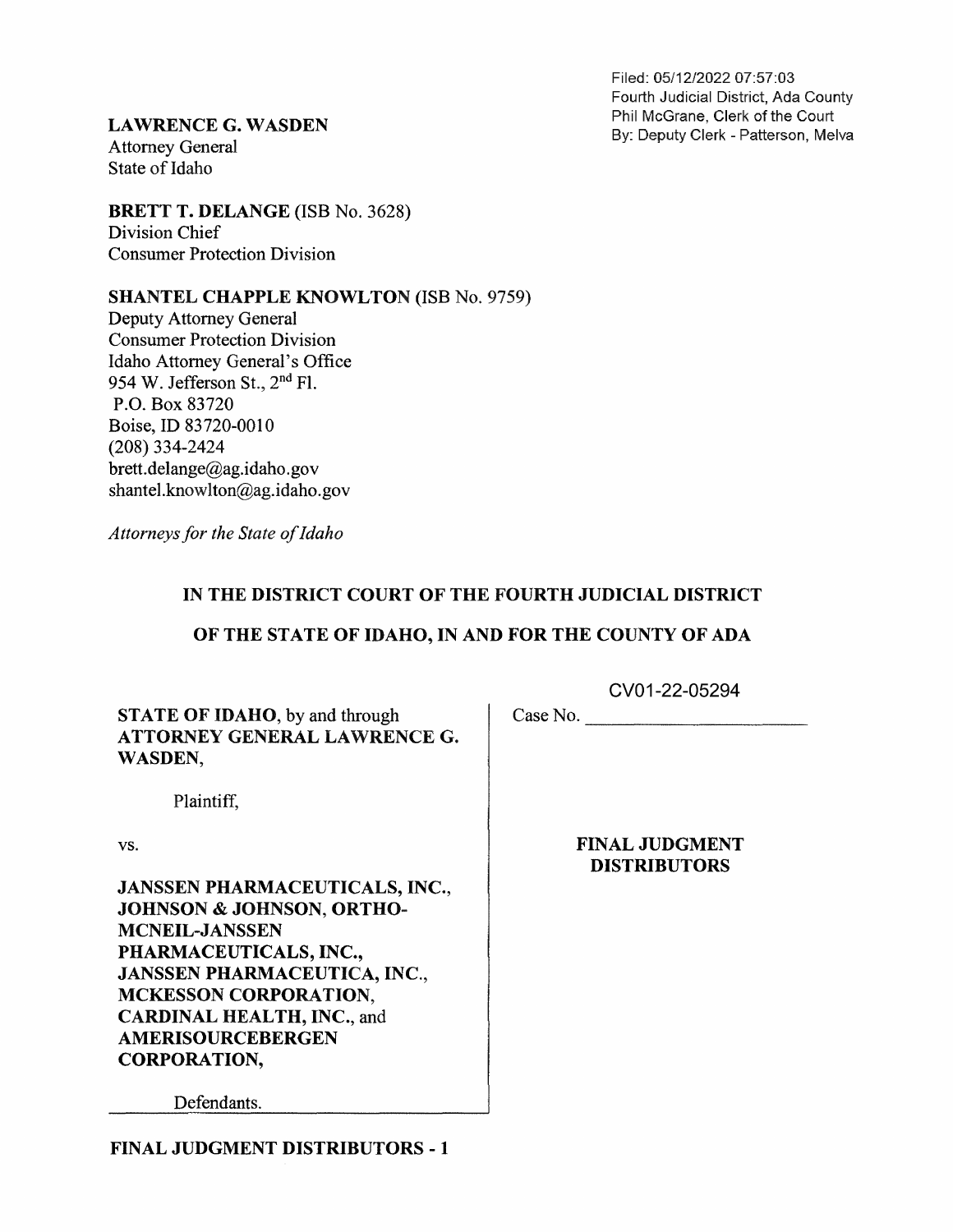Filed: 05/12/2022 07:57:03
Fourth Judicial District, Ada County
Phil McGrane, Clerk of the Court
By: Deputy Clerk - Patterson, Melva

**LAWRENCE G. WASDEN**
Attorney General
State of Idaho

**BRETT T. DELANGE** (ISB No. 3628)
Division Chief
Consumer Protection Division

**SHANTEL CHAPPLE KNOWLTON** (ISB No. 9759)
Deputy Attorney General
Consumer Protection Division
Idaho Attorney General's Office
954 W. Jefferson St., 2nd Fl.
P.O. Box 83720
Boise, ID 83720-0010
(208) 334-2424
brett.delange@ag.idaho.gov
shantel.knowlton@ag.idaho.gov

*Attorneys for the State of Idaho*

**IN THE DISTRICT COURT OF THE FOURTH JUDICIAL DISTRICT**

**OF THE STATE OF IDAHO, IN AND FOR THE COUNTY OF ADA**

| | |
|---|---|
| **STATE OF IDAHO**, by and through **ATTORNEY GENERAL LAWRENCE G. WASDEN**,<br><br>Plaintiff,<br><br>vs.<br><br>**JANSSEN PHARMACEUTICALS, INC., JOHNSON & JOHNSON, ORTHO-MCNEIL-JANSSEN PHARMACEUTICALS, INC., JANSSEN PHARMACEUTICA, INC., MCKESSON CORPORATION, CARDINAL HEALTH, INC.**, and **AMERISOURCEBERGEN CORPORATION**,<br><br>Defendants. | Case No. CV01-22-05294<br><br>**FINAL JUDGMENT DISTRIBUTORS** |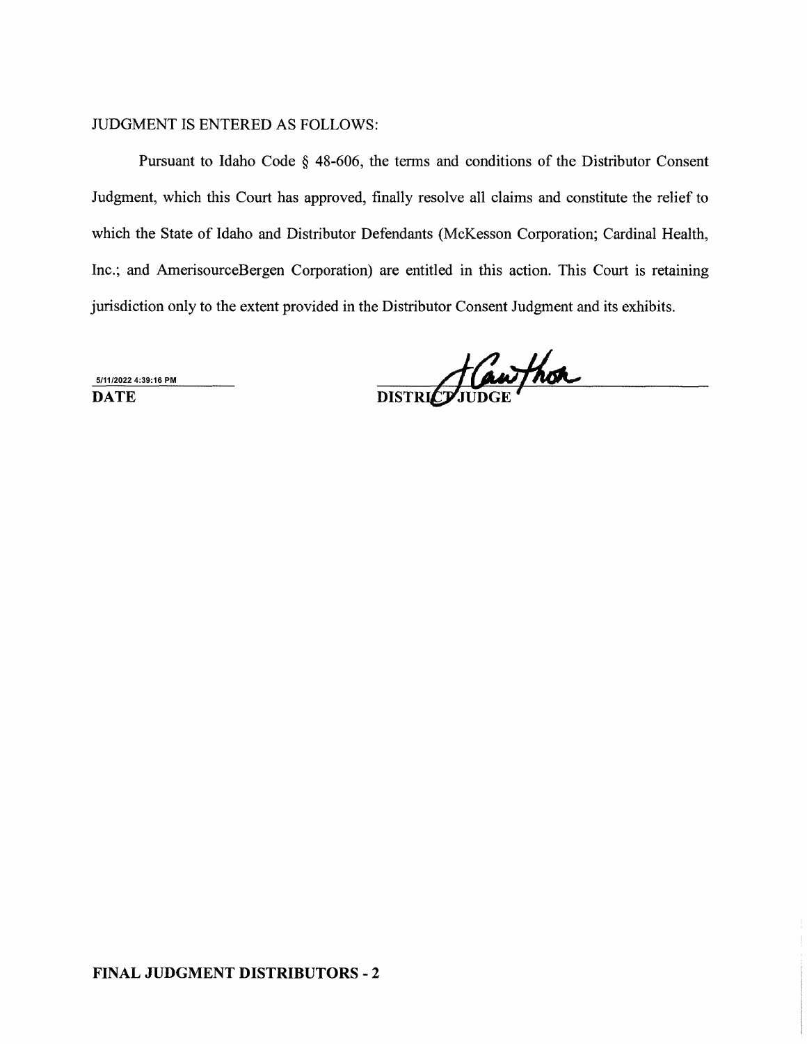JUDGMENT IS ENTERED AS FOLLOWS:

Pursuant to Idaho Code § 48-606, the terms and conditions of the Distributor Consent Judgment, which this Court has approved, finally resolve all claims and constitute the relief to which the State of Idaho and Distributor Defendants (McKesson Corporation; Cardinal Health, Inc.; and AmerisourceBergen Corporation) are entitled in this action. This Court is retaining jurisdiction only to the extent provided in the Distributor Consent Judgment and its exhibits.

5/11/2022 4:39:16 PM
**DATE**

**DISTRICT JUDGE**

**FINAL JUDGMENT DISTRIBUTORS - 2**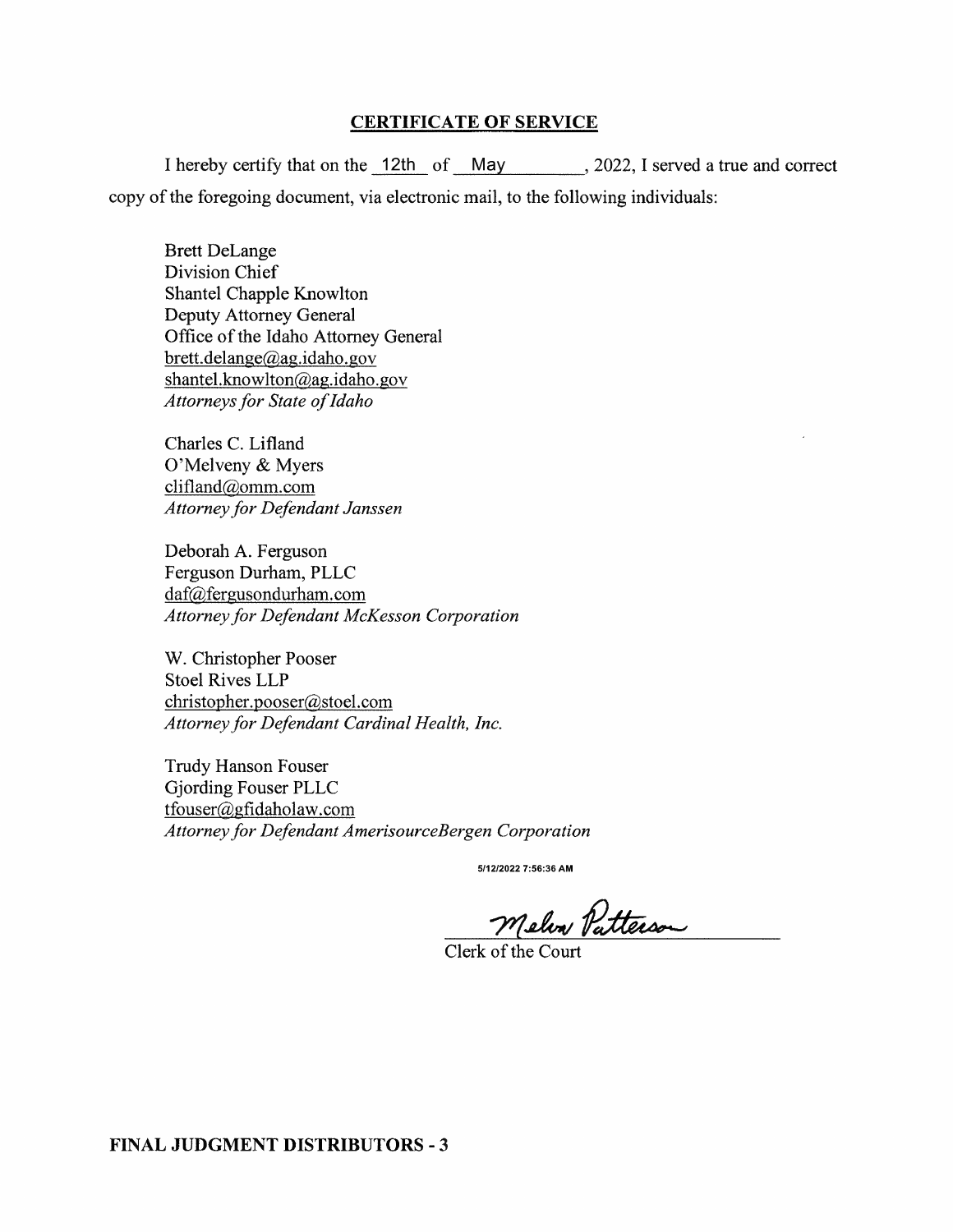## CERTIFICATE OF SERVICE

I hereby certify that on the 12th of May, 2022, I served a true and correct copy of the foregoing document, via electronic mail, to the following individuals:

Brett DeLange
Division Chief
Shantel Chapple Knowlton
Deputy Attorney General
Office of the Idaho Attorney General
brett.delange@ag.idaho.gov
shantel.knowlton@ag.idaho.gov
*Attorneys for State of Idaho*

Charles C. Lifland
O'Melveny & Myers
clifland@omm.com
*Attorney for Defendant Janssen*

Deborah A. Ferguson
Ferguson Durham, PLLC
daf@fergusondurham.com
*Attorney for Defendant McKesson Corporation*

W. Christopher Pooser
Stoel Rives LLP
christopher.pooser@stoel.com
*Attorney for Defendant Cardinal Health, Inc.*

Trudy Hanson Fouser
Gjording Fouser PLLC
tfouser@gfidaholaw.com
*Attorney for Defendant AmerisourceBergen Corporation*

5/12/2022 7:56:36 AM

Melva Patterson
Clerk of the Court

**FINAL JUDGMENT DISTRIBUTORS - 3**